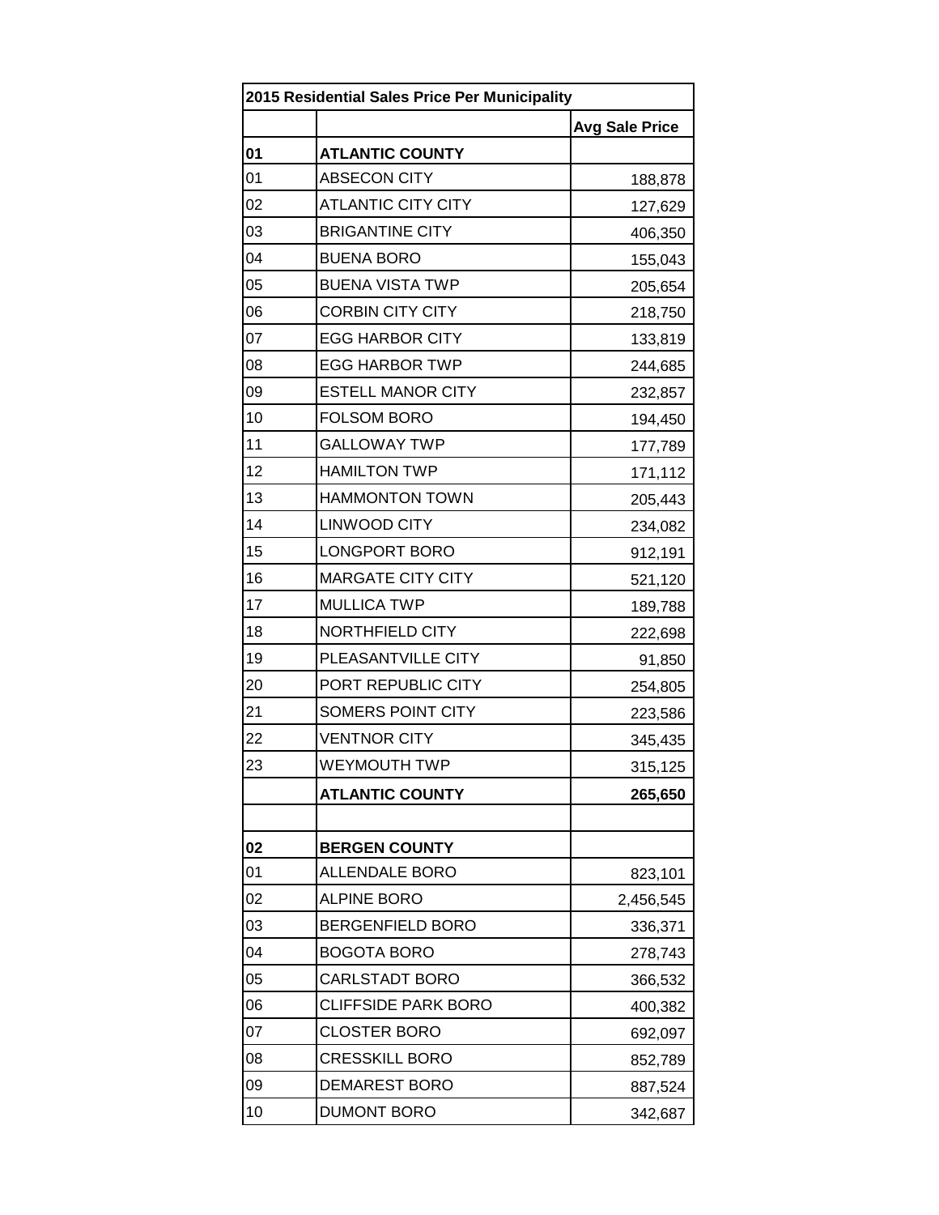| 2015 Residential Sales Price Per Municipality | | |
|---|---|---|
| | | **Avg Sale Price** |
| **01** | **ATLANTIC COUNTY** | |
| 01 | ABSECON CITY | 188,878 |
| 02 | ATLANTIC CITY CITY | 127,629 |
| 03 | BRIGANTINE CITY | 406,350 |
| 04 | BUENA BORO | 155,043 |
| 05 | BUENA VISTA TWP | 205,654 |
| 06 | CORBIN CITY CITY | 218,750 |
| 07 | EGG HARBOR CITY | 133,819 |
| 08 | EGG HARBOR TWP | 244,685 |
| 09 | ESTELL MANOR CITY | 232,857 |
| 10 | FOLSOM BORO | 194,450 |
| 11 | GALLOWAY TWP | 177,789 |
| 12 | HAMILTON TWP | 171,112 |
| 13 | HAMMONTON TOWN | 205,443 |
| 14 | LINWOOD CITY | 234,082 |
| 15 | LONGPORT BORO | 912,191 |
| 16 | MARGATE CITY CITY | 521,120 |
| 17 | MULLICA TWP | 189,788 |
| 18 | NORTHFIELD CITY | 222,698 |
| 19 | PLEASANTVILLE CITY | 91,850 |
| 20 | PORT REPUBLIC CITY | 254,805 |
| 21 | SOMERS POINT CITY | 223,586 |
| 22 | VENTNOR CITY | 345,435 |
| 23 | WEYMOUTH TWP | 315,125 |
| | **ATLANTIC COUNTY** | **265,650** |
| | | |
| **02** | **BERGEN COUNTY** | |
| 01 | ALLENDALE BORO | 823,101 |
| 02 | ALPINE BORO | 2,456,545 |
| 03 | BERGENFIELD BORO | 336,371 |
| 04 | BOGOTA BORO | 278,743 |
| 05 | CARLSTADT BORO | 366,532 |
| 06 | CLIFFSIDE PARK BORO | 400,382 |
| 07 | CLOSTER BORO | 692,097 |
| 08 | CRESSKILL BORO | 852,789 |
| 09 | DEMAREST BORO | 887,524 |
| 10 | DUMONT BORO | 342,687 |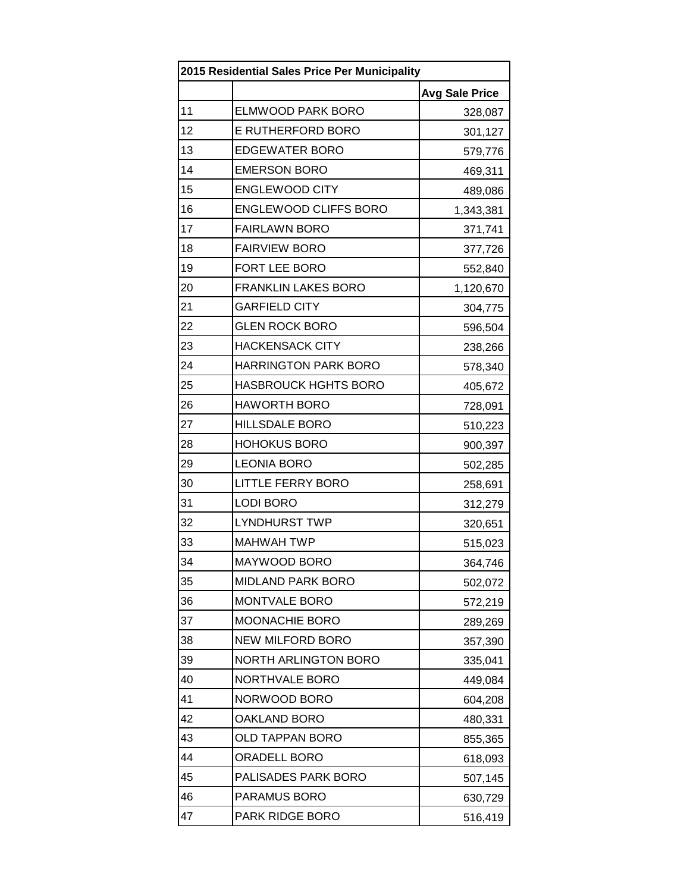| 2015 Residential Sales Price Per Municipality | | |
|---|---|---|
| | | **Avg Sale Price** |
| 11 | ELMWOOD PARK BORO | 328,087 |
| 12 | E RUTHERFORD BORO | 301,127 |
| 13 | EDGEWATER BORO | 579,776 |
| 14 | EMERSON BORO | 469,311 |
| 15 | ENGLEWOOD CITY | 489,086 |
| 16 | ENGLEWOOD CLIFFS BORO | 1,343,381 |
| 17 | FAIRLAWN BORO | 371,741 |
| 18 | FAIRVIEW BORO | 377,726 |
| 19 | FORT LEE BORO | 552,840 |
| 20 | FRANKLIN LAKES BORO | 1,120,670 |
| 21 | GARFIELD CITY | 304,775 |
| 22 | GLEN ROCK BORO | 596,504 |
| 23 | HACKENSACK CITY | 238,266 |
| 24 | HARRINGTON PARK BORO | 578,340 |
| 25 | HASBROUCK HGHTS BORO | 405,672 |
| 26 | HAWORTH BORO | 728,091 |
| 27 | HILLSDALE BORO | 510,223 |
| 28 | HOHOKUS BORO | 900,397 |
| 29 | LEONIA BORO | 502,285 |
| 30 | LITTLE FERRY BORO | 258,691 |
| 31 | LODI BORO | 312,279 |
| 32 | LYNDHURST TWP | 320,651 |
| 33 | MAHWAH TWP | 515,023 |
| 34 | MAYWOOD BORO | 364,746 |
| 35 | MIDLAND PARK BORO | 502,072 |
| 36 | MONTVALE BORO | 572,219 |
| 37 | MOONACHIE BORO | 289,269 |
| 38 | NEW MILFORD BORO | 357,390 |
| 39 | NORTH ARLINGTON BORO | 335,041 |
| 40 | NORTHVALE BORO | 449,084 |
| 41 | NORWOOD BORO | 604,208 |
| 42 | OAKLAND BORO | 480,331 |
| 43 | OLD TAPPAN BORO | 855,365 |
| 44 | ORADELL BORO | 618,093 |
| 45 | PALISADES PARK BORO | 507,145 |
| 46 | PARAMUS BORO | 630,729 |
| 47 | PARK RIDGE BORO | 516,419 |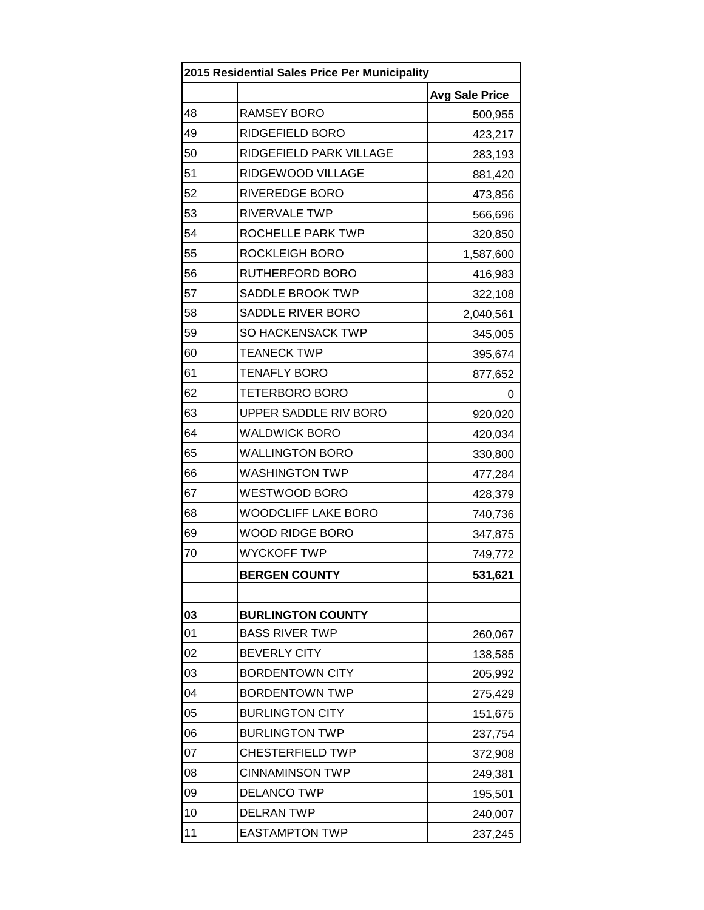| 2015 Residential Sales Price Per Municipality | | |
|---|---|---|
| | | **Avg Sale Price** |
| 48 | RAMSEY BORO | 500,955 |
| 49 | RIDGEFIELD BORO | 423,217 |
| 50 | RIDGEFIELD PARK VILLAGE | 283,193 |
| 51 | RIDGEWOOD VILLAGE | 881,420 |
| 52 | RIVEREDGE BORO | 473,856 |
| 53 | RIVERVALE TWP | 566,696 |
| 54 | ROCHELLE PARK TWP | 320,850 |
| 55 | ROCKLEIGH BORO | 1,587,600 |
| 56 | RUTHERFORD BORO | 416,983 |
| 57 | SADDLE BROOK TWP | 322,108 |
| 58 | SADDLE RIVER BORO | 2,040,561 |
| 59 | SO HACKENSACK TWP | 345,005 |
| 60 | TEANECK TWP | 395,674 |
| 61 | TENAFLY BORO | 877,652 |
| 62 | TETERBORO BORO | 0 |
| 63 | UPPER SADDLE RIV BORO | 920,020 |
| 64 | WALDWICK BORO | 420,034 |
| 65 | WALLINGTON BORO | 330,800 |
| 66 | WASHINGTON TWP | 477,284 |
| 67 | WESTWOOD BORO | 428,379 |
| 68 | WOODCLIFF LAKE BORO | 740,736 |
| 69 | WOOD RIDGE BORO | 347,875 |
| 70 | WYCKOFF TWP | 749,772 |
| | **BERGEN COUNTY** | **531,621** |
| | | |
| **03** | **BURLINGTON COUNTY** | |
| 01 | BASS RIVER TWP | 260,067 |
| 02 | BEVERLY CITY | 138,585 |
| 03 | BORDENTOWN CITY | 205,992 |
| 04 | BORDENTOWN TWP | 275,429 |
| 05 | BURLINGTON CITY | 151,675 |
| 06 | BURLINGTON TWP | 237,754 |
| 07 | CHESTERFIELD TWP | 372,908 |
| 08 | CINNAMINSON TWP | 249,381 |
| 09 | DELANCO TWP | 195,501 |
| 10 | DELRAN TWP | 240,007 |
| 11 | EASTAMPTON TWP | 237,245 |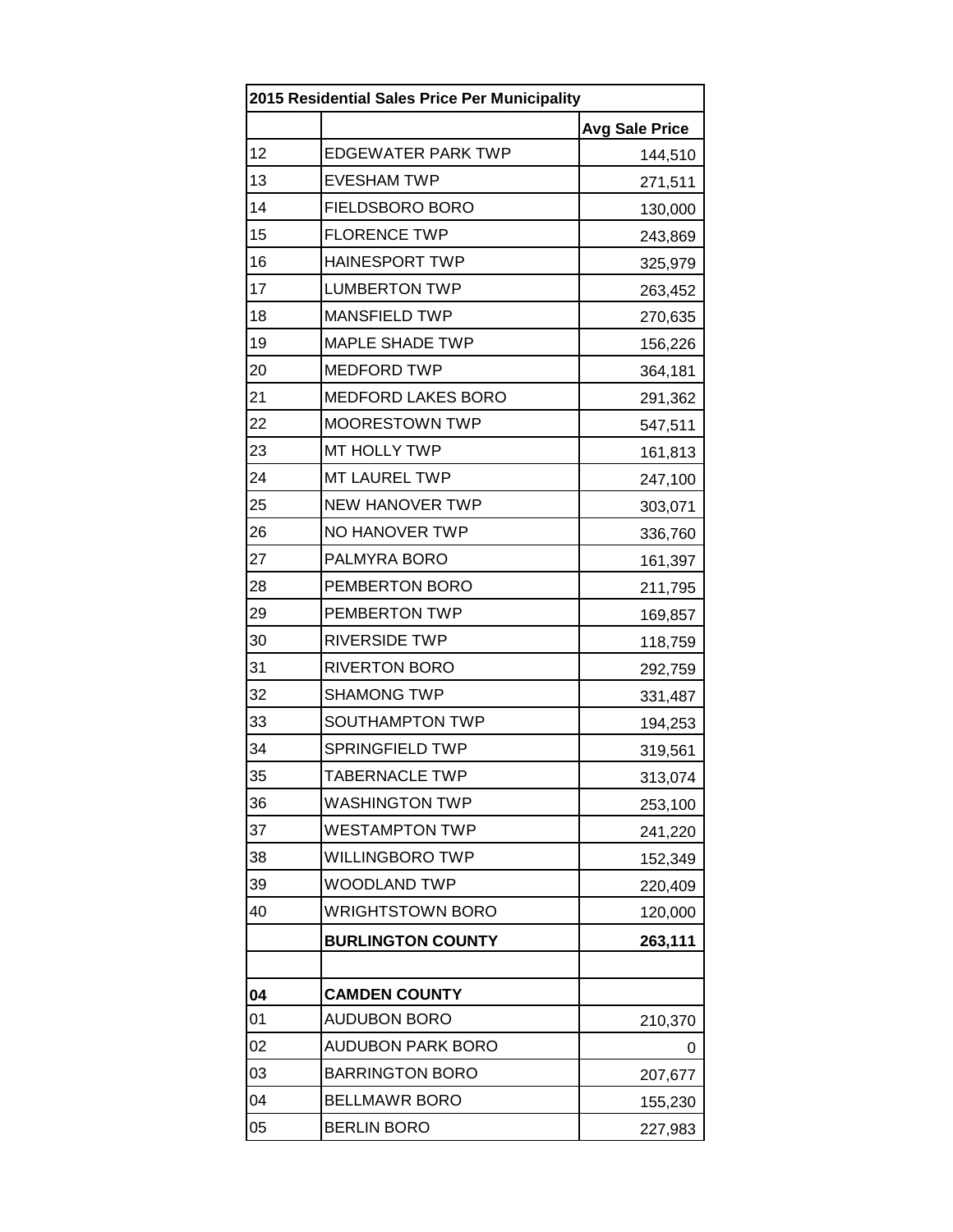| 2015 Residential Sales Price Per Municipality | | |
|---|---|---|
| | | **Avg Sale Price** |
| 12 | EDGEWATER PARK TWP | 144,510 |
| 13 | EVESHAM TWP | 271,511 |
| 14 | FIELDSBORO BORO | 130,000 |
| 15 | FLORENCE TWP | 243,869 |
| 16 | HAINESPORT TWP | 325,979 |
| 17 | LUMBERTON TWP | 263,452 |
| 18 | MANSFIELD TWP | 270,635 |
| 19 | MAPLE SHADE TWP | 156,226 |
| 20 | MEDFORD TWP | 364,181 |
| 21 | MEDFORD LAKES BORO | 291,362 |
| 22 | MOORESTOWN TWP | 547,511 |
| 23 | MT HOLLY TWP | 161,813 |
| 24 | MT LAUREL TWP | 247,100 |
| 25 | NEW HANOVER TWP | 303,071 |
| 26 | NO HANOVER TWP | 336,760 |
| 27 | PALMYRA BORO | 161,397 |
| 28 | PEMBERTON BORO | 211,795 |
| 29 | PEMBERTON TWP | 169,857 |
| 30 | RIVERSIDE TWP | 118,759 |
| 31 | RIVERTON BORO | 292,759 |
| 32 | SHAMONG TWP | 331,487 |
| 33 | SOUTHAMPTON TWP | 194,253 |
| 34 | SPRINGFIELD TWP | 319,561 |
| 35 | TABERNACLE TWP | 313,074 |
| 36 | WASHINGTON TWP | 253,100 |
| 37 | WESTAMPTON TWP | 241,220 |
| 38 | WILLINGBORO TWP | 152,349 |
| 39 | WOODLAND TWP | 220,409 |
| 40 | WRIGHTSTOWN BORO | 120,000 |
| | **BURLINGTON COUNTY** | **263,111** |
| | | |
| **04** | **CAMDEN COUNTY** | |
| 01 | AUDUBON BORO | 210,370 |
| 02 | AUDUBON PARK BORO | 0 |
| 03 | BARRINGTON BORO | 207,677 |
| 04 | BELLMAWR BORO | 155,230 |
| 05 | BERLIN BORO | 227,983 |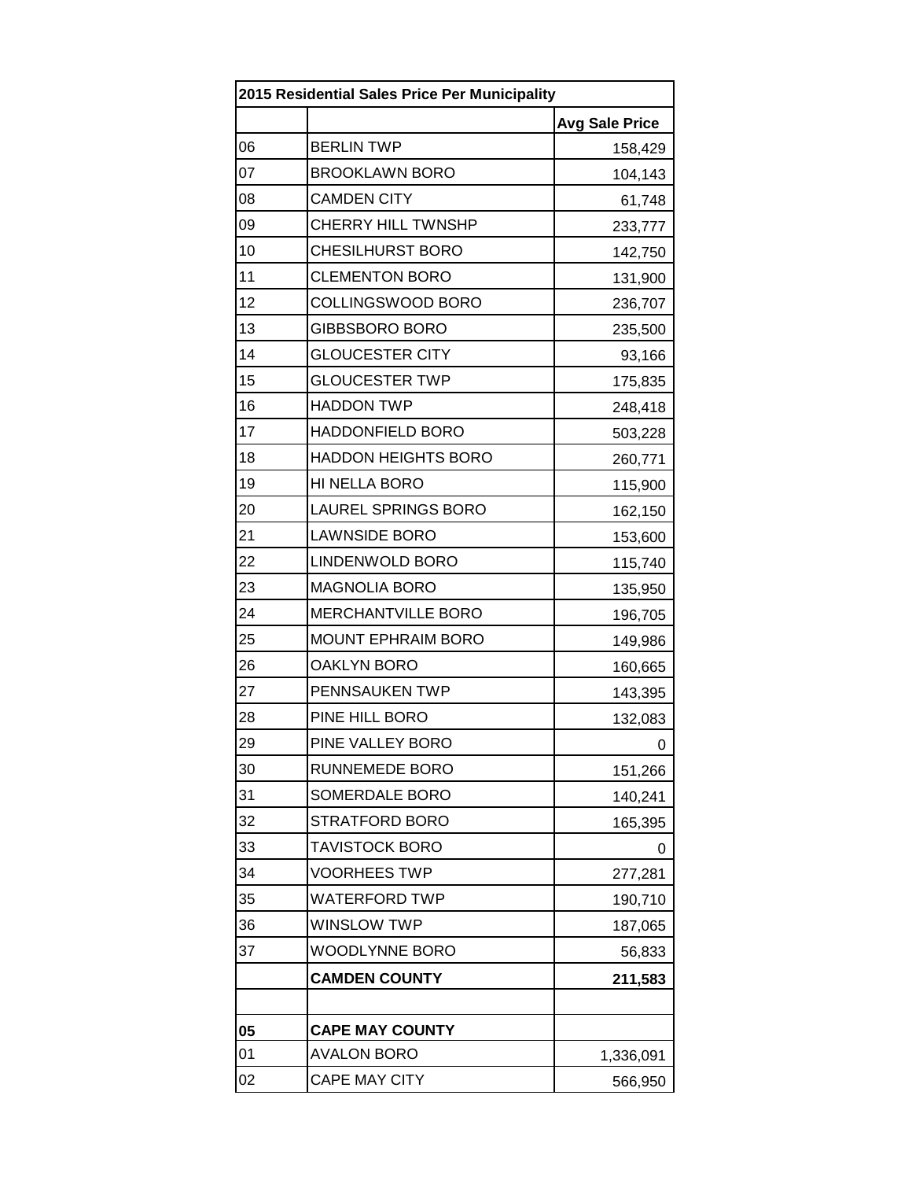| 2015 Residential Sales Price Per Municipality | | |
|---|---|---|
| | | **Avg Sale Price** |
| 06 | BERLIN TWP | 158,429 |
| 07 | BROOKLAWN BORO | 104,143 |
| 08 | CAMDEN CITY | 61,748 |
| 09 | CHERRY HILL TWNSHP | 233,777 |
| 10 | CHESILHURST BORO | 142,750 |
| 11 | CLEMENTON BORO | 131,900 |
| 12 | COLLINGSWOOD BORO | 236,707 |
| 13 | GIBBSBORO BORO | 235,500 |
| 14 | GLOUCESTER CITY | 93,166 |
| 15 | GLOUCESTER TWP | 175,835 |
| 16 | HADDON TWP | 248,418 |
| 17 | HADDONFIELD BORO | 503,228 |
| 18 | HADDON HEIGHTS BORO | 260,771 |
| 19 | HI NELLA BORO | 115,900 |
| 20 | LAUREL SPRINGS BORO | 162,150 |
| 21 | LAWNSIDE BORO | 153,600 |
| 22 | LINDENWOLD BORO | 115,740 |
| 23 | MAGNOLIA BORO | 135,950 |
| 24 | MERCHANTVILLE BORO | 196,705 |
| 25 | MOUNT EPHRAIM BORO | 149,986 |
| 26 | OAKLYN BORO | 160,665 |
| 27 | PENNSAUKEN TWP | 143,395 |
| 28 | PINE HILL BORO | 132,083 |
| 29 | PINE VALLEY BORO | 0 |
| 30 | RUNNEMEDE BORO | 151,266 |
| 31 | SOMERDALE BORO | 140,241 |
| 32 | STRATFORD BORO | 165,395 |
| 33 | TAVISTOCK BORO | 0 |
| 34 | VOORHEES TWP | 277,281 |
| 35 | WATERFORD TWP | 190,710 |
| 36 | WINSLOW TWP | 187,065 |
| 37 | WOODLYNNE BORO | 56,833 |
| | **CAMDEN COUNTY** | **211,583** |
| | | |
| **05** | **CAPE MAY COUNTY** | |
| 01 | AVALON BORO | 1,336,091 |
| 02 | CAPE MAY CITY | 566,950 |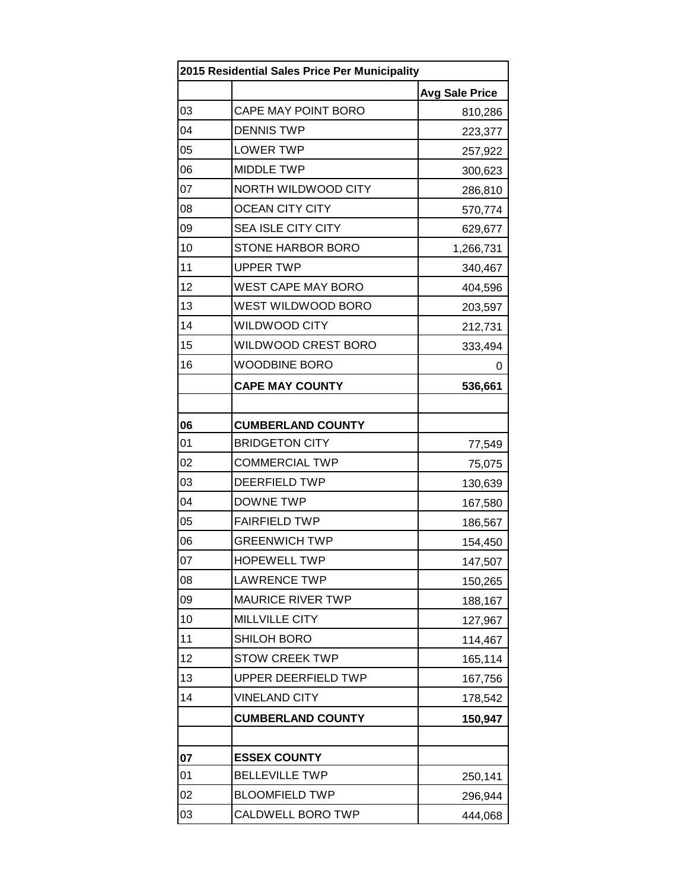| 2015 Residential Sales Price Per Municipality | | |
|---|---|---|
| | | **Avg Sale Price** |
| 03 | CAPE MAY POINT BORO | 810,286 |
| 04 | DENNIS TWP | 223,377 |
| 05 | LOWER TWP | 257,922 |
| 06 | MIDDLE TWP | 300,623 |
| 07 | NORTH WILDWOOD CITY | 286,810 |
| 08 | OCEAN CITY CITY | 570,774 |
| 09 | SEA ISLE CITY CITY | 629,677 |
| 10 | STONE HARBOR BORO | 1,266,731 |
| 11 | UPPER TWP | 340,467 |
| 12 | WEST CAPE MAY BORO | 404,596 |
| 13 | WEST WILDWOOD BORO | 203,597 |
| 14 | WILDWOOD CITY | 212,731 |
| 15 | WILDWOOD CREST BORO | 333,494 |
| 16 | WOODBINE BORO | 0 |
| | **CAPE MAY COUNTY** | **536,661** |
| | | |
| **06** | **CUMBERLAND COUNTY** | |
| 01 | BRIDGETON CITY | 77,549 |
| 02 | COMMERCIAL TWP | 75,075 |
| 03 | DEERFIELD TWP | 130,639 |
| 04 | DOWNE TWP | 167,580 |
| 05 | FAIRFIELD TWP | 186,567 |
| 06 | GREENWICH TWP | 154,450 |
| 07 | HOPEWELL TWP | 147,507 |
| 08 | LAWRENCE TWP | 150,265 |
| 09 | MAURICE RIVER TWP | 188,167 |
| 10 | MILLVILLE CITY | 127,967 |
| 11 | SHILOH BORO | 114,467 |
| 12 | STOW CREEK TWP | 165,114 |
| 13 | UPPER DEERFIELD TWP | 167,756 |
| 14 | VINELAND CITY | 178,542 |
| | **CUMBERLAND COUNTY** | **150,947** |
| | | |
| **07** | **ESSEX COUNTY** | |
| 01 | BELLEVILLE TWP | 250,141 |
| 02 | BLOOMFIELD TWP | 296,944 |
| 03 | CALDWELL BORO TWP | 444,068 |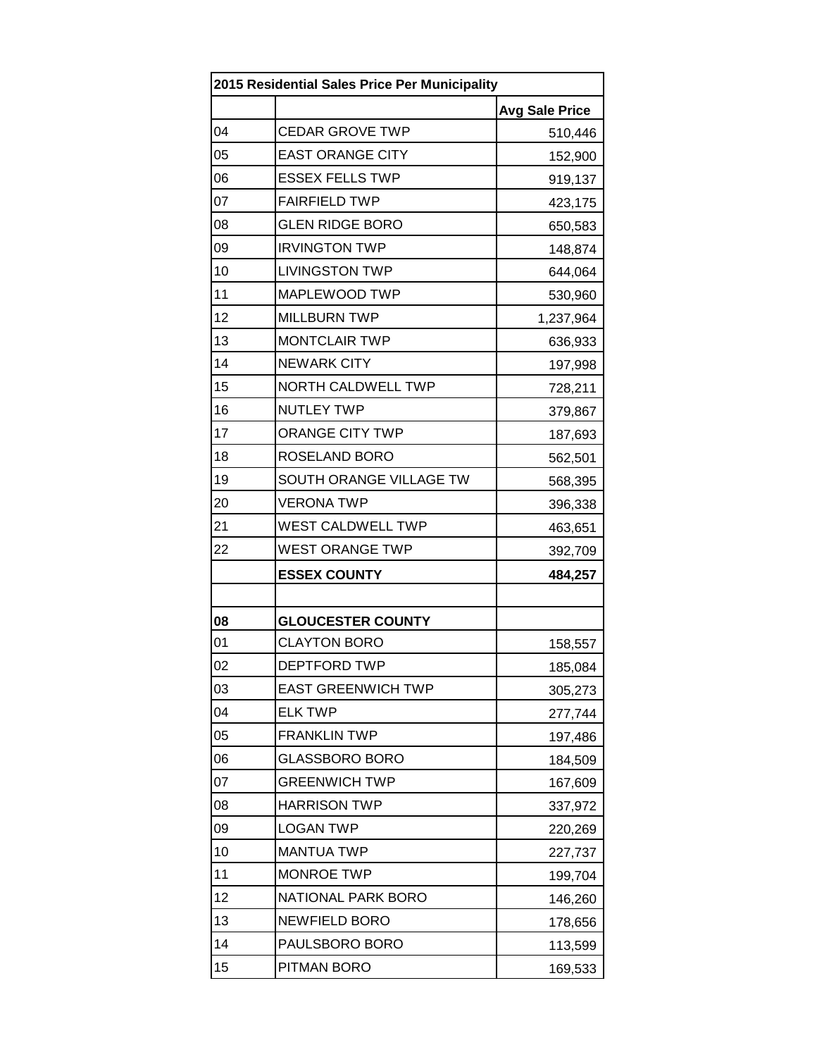| 2015 Residential Sales Price Per Municipality | | |
|---|---|---|
| | | **Avg Sale Price** |
| 04 | CEDAR GROVE TWP | 510,446 |
| 05 | EAST ORANGE CITY | 152,900 |
| 06 | ESSEX FELLS TWP | 919,137 |
| 07 | FAIRFIELD TWP | 423,175 |
| 08 | GLEN RIDGE BORO | 650,583 |
| 09 | IRVINGTON TWP | 148,874 |
| 10 | LIVINGSTON TWP | 644,064 |
| 11 | MAPLEWOOD TWP | 530,960 |
| 12 | MILLBURN TWP | 1,237,964 |
| 13 | MONTCLAIR TWP | 636,933 |
| 14 | NEWARK CITY | 197,998 |
| 15 | NORTH CALDWELL TWP | 728,211 |
| 16 | NUTLEY TWP | 379,867 |
| 17 | ORANGE CITY TWP | 187,693 |
| 18 | ROSELAND BORO | 562,501 |
| 19 | SOUTH ORANGE VILLAGE TW | 568,395 |
| 20 | VERONA TWP | 396,338 |
| 21 | WEST CALDWELL TWP | 463,651 |
| 22 | WEST ORANGE TWP | 392,709 |
| | **ESSEX COUNTY** | **484,257** |
| | | |
| **08** | **GLOUCESTER COUNTY** | |
| 01 | CLAYTON BORO | 158,557 |
| 02 | DEPTFORD TWP | 185,084 |
| 03 | EAST GREENWICH TWP | 305,273 |
| 04 | ELK TWP | 277,744 |
| 05 | FRANKLIN TWP | 197,486 |
| 06 | GLASSBORO BORO | 184,509 |
| 07 | GREENWICH TWP | 167,609 |
| 08 | HARRISON TWP | 337,972 |
| 09 | LOGAN TWP | 220,269 |
| 10 | MANTUA TWP | 227,737 |
| 11 | MONROE TWP | 199,704 |
| 12 | NATIONAL PARK BORO | 146,260 |
| 13 | NEWFIELD BORO | 178,656 |
| 14 | PAULSBORO BORO | 113,599 |
| 15 | PITMAN BORO | 169,533 |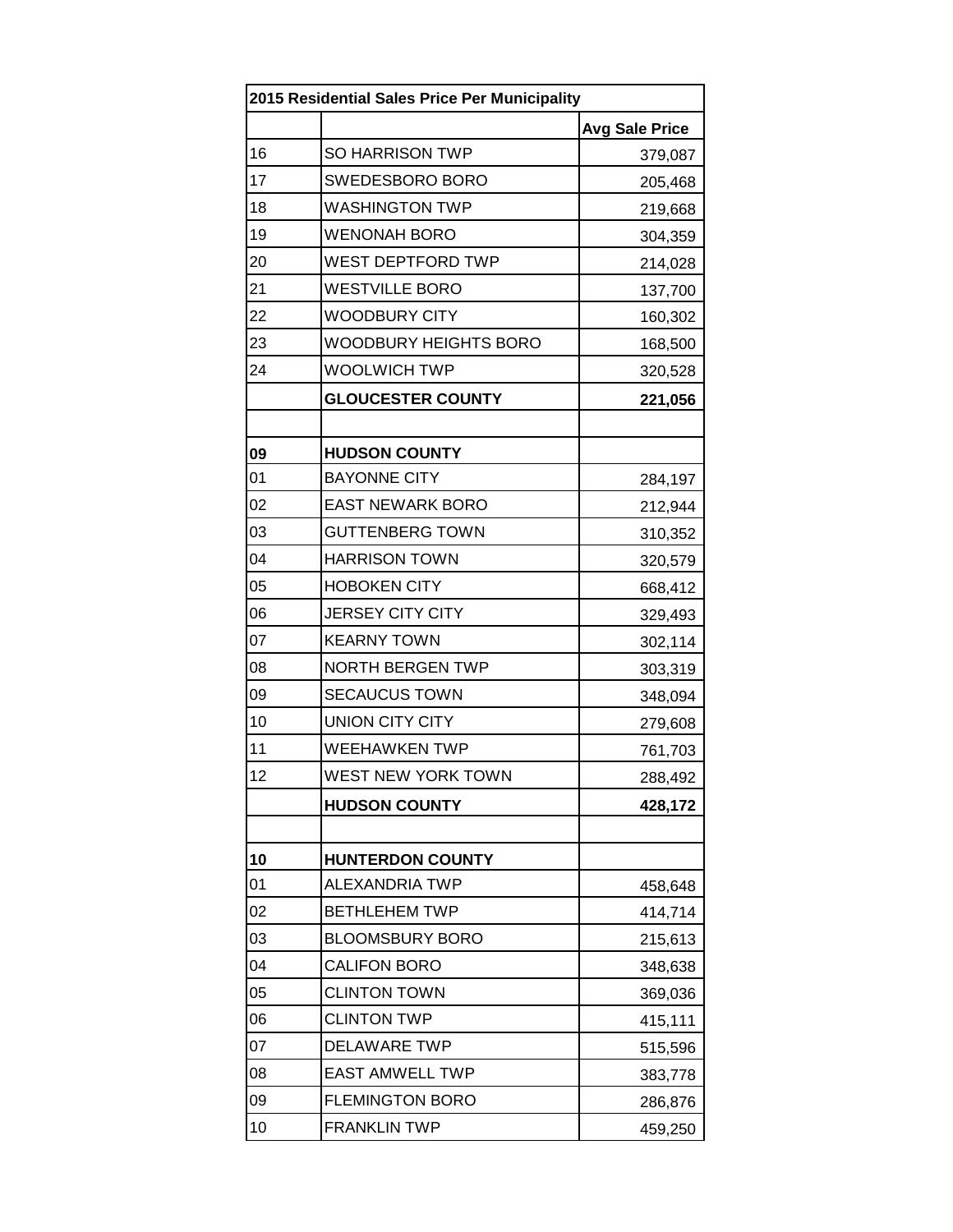| 2015 Residential Sales Price Per Municipality | | |
|---|---|---|
| | | **Avg Sale Price** |
| 16 | SO HARRISON TWP | 379,087 |
| 17 | SWEDESBORO BORO | 205,468 |
| 18 | WASHINGTON TWP | 219,668 |
| 19 | WENONAH BORO | 304,359 |
| 20 | WEST DEPTFORD TWP | 214,028 |
| 21 | WESTVILLE BORO | 137,700 |
| 22 | WOODBURY CITY | 160,302 |
| 23 | WOODBURY HEIGHTS BORO | 168,500 |
| 24 | WOOLWICH TWP | 320,528 |
| | **GLOUCESTER COUNTY** | **221,056** |
| | | |
| **09** | **HUDSON COUNTY** | |
| 01 | BAYONNE CITY | 284,197 |
| 02 | EAST NEWARK BORO | 212,944 |
| 03 | GUTTENBERG TOWN | 310,352 |
| 04 | HARRISON TOWN | 320,579 |
| 05 | HOBOKEN CITY | 668,412 |
| 06 | JERSEY CITY CITY | 329,493 |
| 07 | KEARNY TOWN | 302,114 |
| 08 | NORTH BERGEN TWP | 303,319 |
| 09 | SECAUCUS TOWN | 348,094 |
| 10 | UNION CITY CITY | 279,608 |
| 11 | WEEHAWKEN TWP | 761,703 |
| 12 | WEST NEW YORK TOWN | 288,492 |
| | **HUDSON COUNTY** | **428,172** |
| | | |
| **10** | **HUNTERDON COUNTY** | |
| 01 | ALEXANDRIA TWP | 458,648 |
| 02 | BETHLEHEM TWP | 414,714 |
| 03 | BLOOMSBURY BORO | 215,613 |
| 04 | CALIFON BORO | 348,638 |
| 05 | CLINTON TOWN | 369,036 |
| 06 | CLINTON TWP | 415,111 |
| 07 | DELAWARE TWP | 515,596 |
| 08 | EAST AMWELL TWP | 383,778 |
| 09 | FLEMINGTON BORO | 286,876 |
| 10 | FRANKLIN TWP | 459,250 |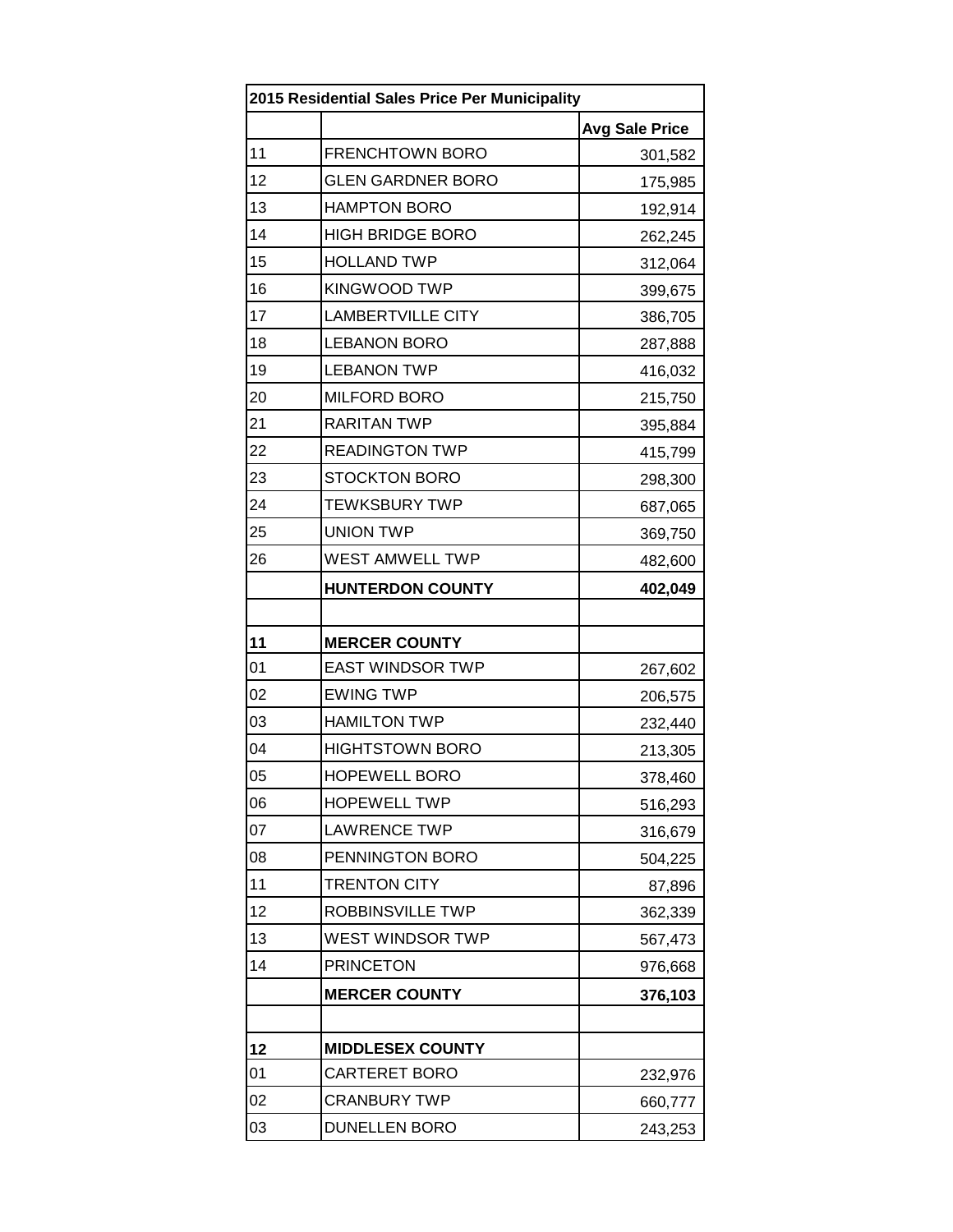| 2015 Residential Sales Price Per Municipality | | |
|---|---|---|
| | | **Avg Sale Price** |
| 11 | FRENCHTOWN BORO | 301,582 |
| 12 | GLEN GARDNER BORO | 175,985 |
| 13 | HAMPTON BORO | 192,914 |
| 14 | HIGH BRIDGE BORO | 262,245 |
| 15 | HOLLAND TWP | 312,064 |
| 16 | KINGWOOD TWP | 399,675 |
| 17 | LAMBERTVILLE CITY | 386,705 |
| 18 | LEBANON BORO | 287,888 |
| 19 | LEBANON TWP | 416,032 |
| 20 | MILFORD BORO | 215,750 |
| 21 | RARITAN TWP | 395,884 |
| 22 | READINGTON TWP | 415,799 |
| 23 | STOCKTON BORO | 298,300 |
| 24 | TEWKSBURY TWP | 687,065 |
| 25 | UNION TWP | 369,750 |
| 26 | WEST AMWELL TWP | 482,600 |
| | **HUNTERDON COUNTY** | **402,049** |
| | | |
| **11** | **MERCER COUNTY** | |
| 01 | EAST WINDSOR TWP | 267,602 |
| 02 | EWING TWP | 206,575 |
| 03 | HAMILTON TWP | 232,440 |
| 04 | HIGHTSTOWN BORO | 213,305 |
| 05 | HOPEWELL BORO | 378,460 |
| 06 | HOPEWELL TWP | 516,293 |
| 07 | LAWRENCE TWP | 316,679 |
| 08 | PENNINGTON BORO | 504,225 |
| 11 | TRENTON CITY | 87,896 |
| 12 | ROBBINSVILLE TWP | 362,339 |
| 13 | WEST WINDSOR TWP | 567,473 |
| 14 | PRINCETON | 976,668 |
| | **MERCER COUNTY** | **376,103** |
| | | |
| **12** | **MIDDLESEX COUNTY** | |
| 01 | CARTERET BORO | 232,976 |
| 02 | CRANBURY TWP | 660,777 |
| 03 | DUNELLEN BORO | 243,253 |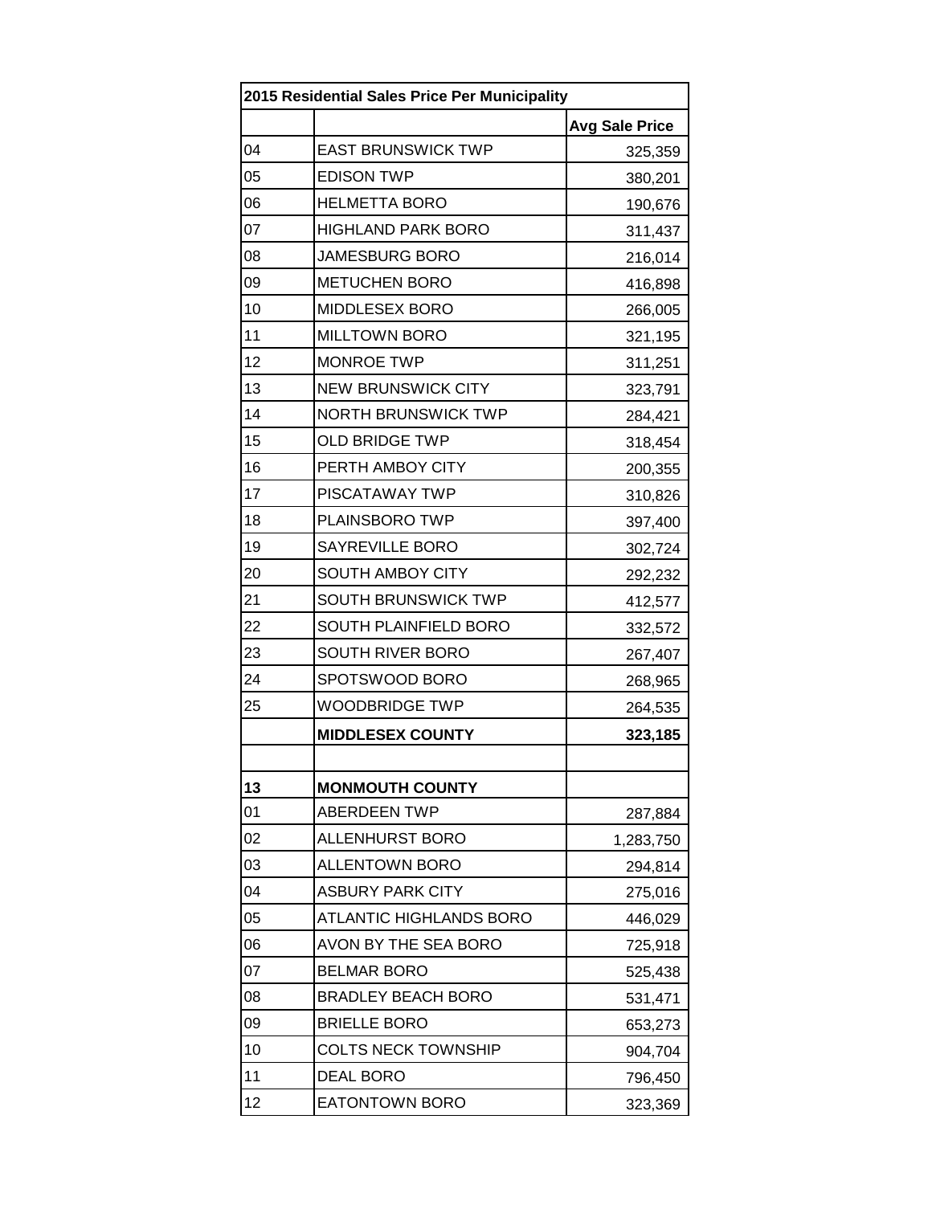| 2015 Residential Sales Price Per Municipality | | |
|---|---|---|
| | | **Avg Sale Price** |
| 04 | EAST BRUNSWICK TWP | 325,359 |
| 05 | EDISON TWP | 380,201 |
| 06 | HELMETTA BORO | 190,676 |
| 07 | HIGHLAND PARK BORO | 311,437 |
| 08 | JAMESBURG BORO | 216,014 |
| 09 | METUCHEN BORO | 416,898 |
| 10 | MIDDLESEX BORO | 266,005 |
| 11 | MILLTOWN BORO | 321,195 |
| 12 | MONROE TWP | 311,251 |
| 13 | NEW BRUNSWICK CITY | 323,791 |
| 14 | NORTH BRUNSWICK TWP | 284,421 |
| 15 | OLD BRIDGE TWP | 318,454 |
| 16 | PERTH AMBOY CITY | 200,355 |
| 17 | PISCATAWAY TWP | 310,826 |
| 18 | PLAINSBORO TWP | 397,400 |
| 19 | SAYREVILLE BORO | 302,724 |
| 20 | SOUTH AMBOY CITY | 292,232 |
| 21 | SOUTH BRUNSWICK TWP | 412,577 |
| 22 | SOUTH PLAINFIELD BORO | 332,572 |
| 23 | SOUTH RIVER BORO | 267,407 |
| 24 | SPOTSWOOD BORO | 268,965 |
| 25 | WOODBRIDGE TWP | 264,535 |
| | **MIDDLESEX COUNTY** | **323,185** |
| | | |
| **13** | **MONMOUTH COUNTY** | |
| 01 | ABERDEEN TWP | 287,884 |
| 02 | ALLENHURST BORO | 1,283,750 |
| 03 | ALLENTOWN BORO | 294,814 |
| 04 | ASBURY PARK CITY | 275,016 |
| 05 | ATLANTIC HIGHLANDS BORO | 446,029 |
| 06 | AVON BY THE SEA BORO | 725,918 |
| 07 | BELMAR BORO | 525,438 |
| 08 | BRADLEY BEACH BORO | 531,471 |
| 09 | BRIELLE BORO | 653,273 |
| 10 | COLTS NECK TOWNSHIP | 904,704 |
| 11 | DEAL BORO | 796,450 |
| 12 | EATONTOWN BORO | 323,369 |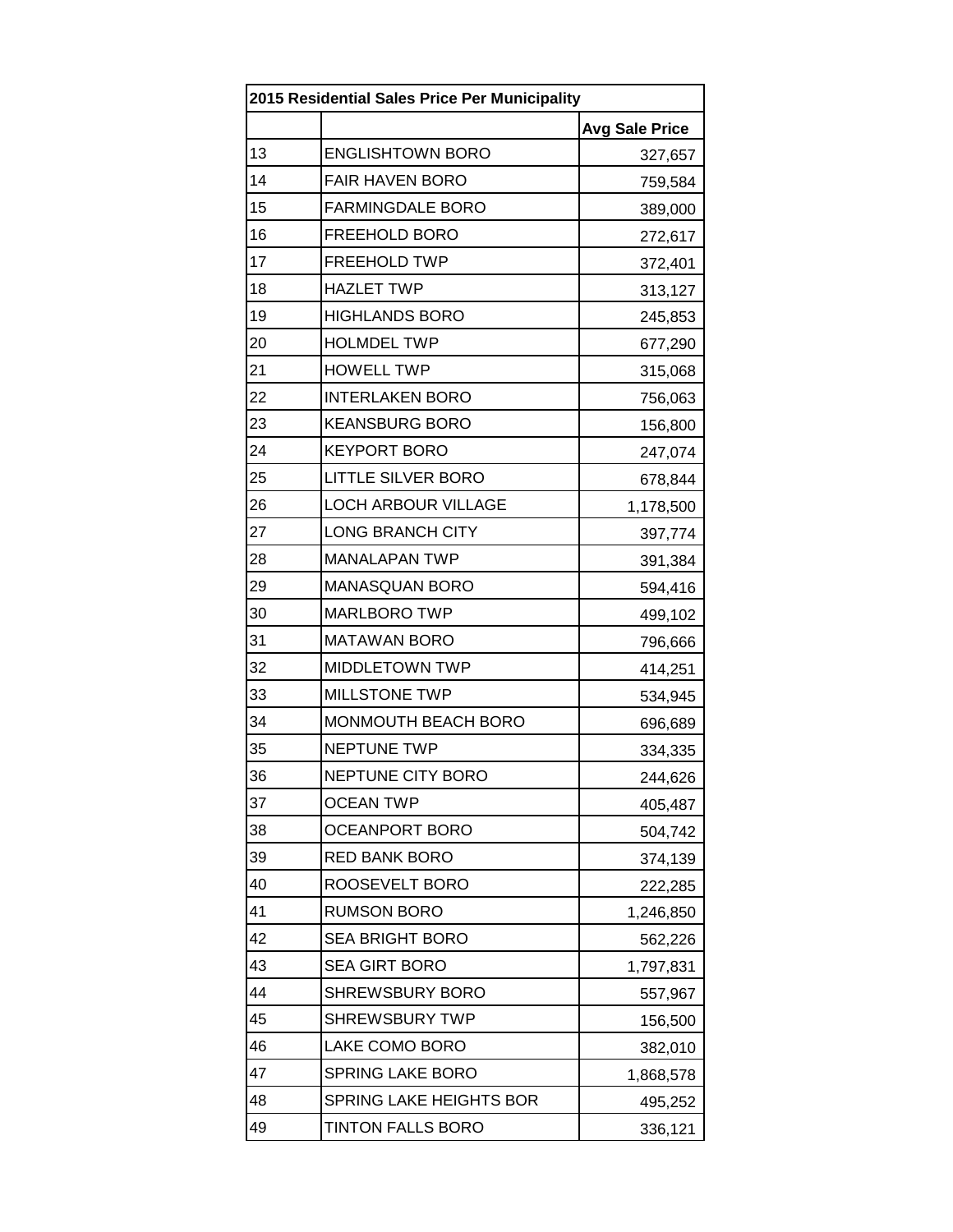| 2015 Residential Sales Price Per Municipality | | |
|---|---|---|
| | | Avg Sale Price |
| 13 | ENGLISHTOWN BORO | 327,657 |
| 14 | FAIR HAVEN BORO | 759,584 |
| 15 | FARMINGDALE BORO | 389,000 |
| 16 | FREEHOLD BORO | 272,617 |
| 17 | FREEHOLD TWP | 372,401 |
| 18 | HAZLET TWP | 313,127 |
| 19 | HIGHLANDS BORO | 245,853 |
| 20 | HOLMDEL TWP | 677,290 |
| 21 | HOWELL TWP | 315,068 |
| 22 | INTERLAKEN BORO | 756,063 |
| 23 | KEANSBURG BORO | 156,800 |
| 24 | KEYPORT BORO | 247,074 |
| 25 | LITTLE SILVER BORO | 678,844 |
| 26 | LOCH ARBOUR VILLAGE | 1,178,500 |
| 27 | LONG BRANCH CITY | 397,774 |
| 28 | MANALAPAN TWP | 391,384 |
| 29 | MANASQUAN BORO | 594,416 |
| 30 | MARLBORO TWP | 499,102 |
| 31 | MATAWAN BORO | 796,666 |
| 32 | MIDDLETOWN TWP | 414,251 |
| 33 | MILLSTONE TWP | 534,945 |
| 34 | MONMOUTH BEACH BORO | 696,689 |
| 35 | NEPTUNE TWP | 334,335 |
| 36 | NEPTUNE CITY BORO | 244,626 |
| 37 | OCEAN TWP | 405,487 |
| 38 | OCEANPORT BORO | 504,742 |
| 39 | RED BANK BORO | 374,139 |
| 40 | ROOSEVELT BORO | 222,285 |
| 41 | RUMSON BORO | 1,246,850 |
| 42 | SEA BRIGHT BORO | 562,226 |
| 43 | SEA GIRT BORO | 1,797,831 |
| 44 | SHREWSBURY BORO | 557,967 |
| 45 | SHREWSBURY TWP | 156,500 |
| 46 | LAKE COMO BORO | 382,010 |
| 47 | SPRING LAKE BORO | 1,868,578 |
| 48 | SPRING LAKE HEIGHTS BOR | 495,252 |
| 49 | TINTON FALLS BORO | 336,121 |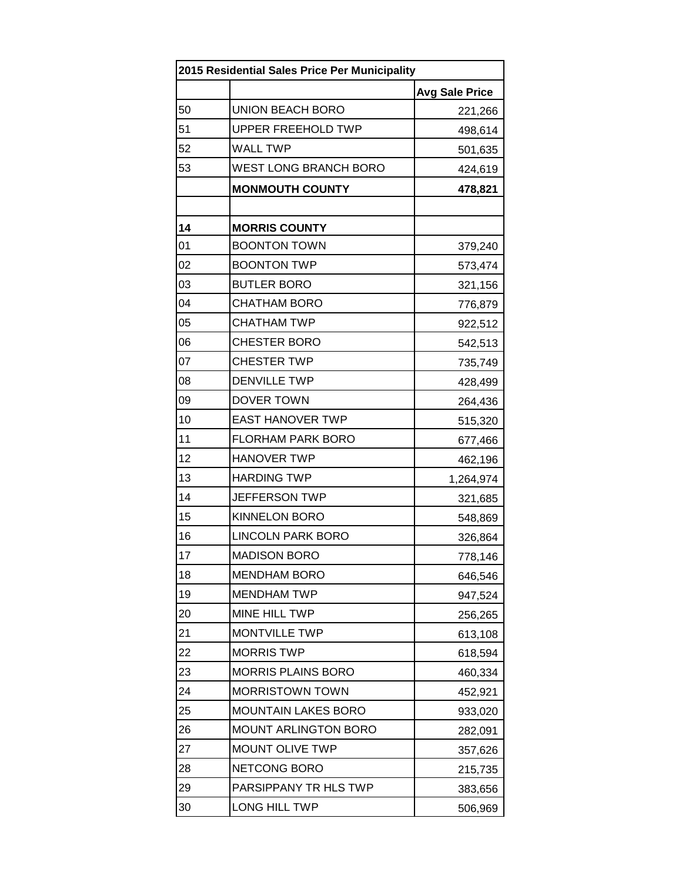| 2015 Residential Sales Price Per Municipality | | |
|---|---|---|
| | | **Avg Sale Price** |
| 50 | UNION BEACH BORO | 221,266 |
| 51 | UPPER FREEHOLD TWP | 498,614 |
| 52 | WALL TWP | 501,635 |
| 53 | WEST LONG BRANCH BORO | 424,619 |
| | **MONMOUTH COUNTY** | **478,821** |
| | | |
| **14** | **MORRIS COUNTY** | |
| 01 | BOONTON TOWN | 379,240 |
| 02 | BOONTON TWP | 573,474 |
| 03 | BUTLER BORO | 321,156 |
| 04 | CHATHAM BORO | 776,879 |
| 05 | CHATHAM TWP | 922,512 |
| 06 | CHESTER BORO | 542,513 |
| 07 | CHESTER TWP | 735,749 |
| 08 | DENVILLE TWP | 428,499 |
| 09 | DOVER TOWN | 264,436 |
| 10 | EAST HANOVER TWP | 515,320 |
| 11 | FLORHAM PARK BORO | 677,466 |
| 12 | HANOVER TWP | 462,196 |
| 13 | HARDING TWP | 1,264,974 |
| 14 | JEFFERSON TWP | 321,685 |
| 15 | KINNELON BORO | 548,869 |
| 16 | LINCOLN PARK BORO | 326,864 |
| 17 | MADISON BORO | 778,146 |
| 18 | MENDHAM BORO | 646,546 |
| 19 | MENDHAM TWP | 947,524 |
| 20 | MINE HILL TWP | 256,265 |
| 21 | MONTVILLE TWP | 613,108 |
| 22 | MORRIS TWP | 618,594 |
| 23 | MORRIS PLAINS BORO | 460,334 |
| 24 | MORRISTOWN TOWN | 452,921 |
| 25 | MOUNTAIN LAKES BORO | 933,020 |
| 26 | MOUNT ARLINGTON BORO | 282,091 |
| 27 | MOUNT OLIVE TWP | 357,626 |
| 28 | NETCONG BORO | 215,735 |
| 29 | PARSIPPANY TR HLS TWP | 383,656 |
| 30 | LONG HILL TWP | 506,969 |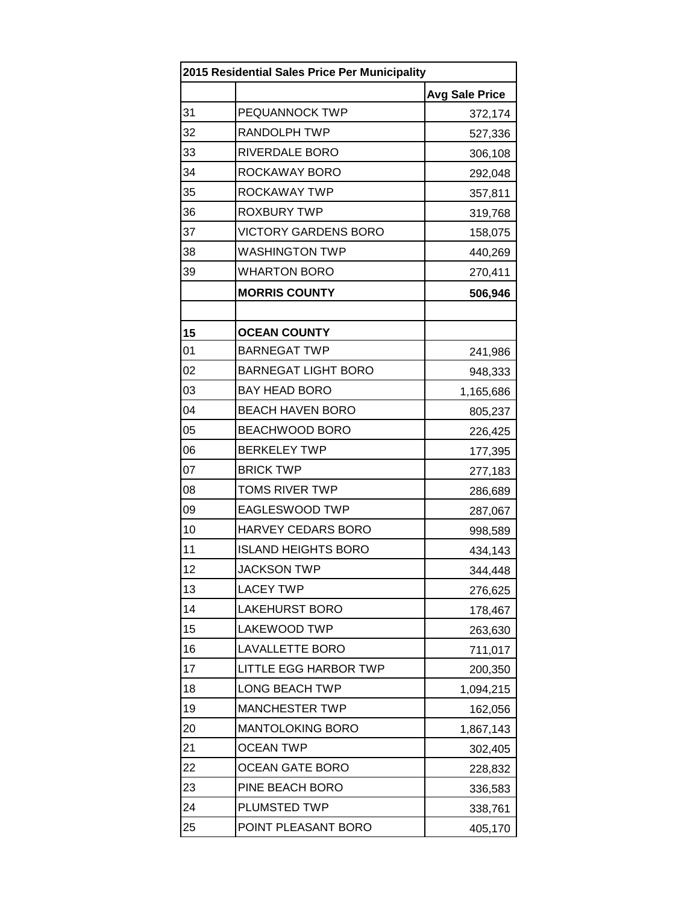| 2015 Residential Sales Price Per Municipality | | |
|---|---|---|
| | | **Avg Sale Price** |
| 31 | PEQUANNOCK TWP | 372,174 |
| 32 | RANDOLPH TWP | 527,336 |
| 33 | RIVERDALE BORO | 306,108 |
| 34 | ROCKAWAY BORO | 292,048 |
| 35 | ROCKAWAY TWP | 357,811 |
| 36 | ROXBURY TWP | 319,768 |
| 37 | VICTORY GARDENS BORO | 158,075 |
| 38 | WASHINGTON TWP | 440,269 |
| 39 | WHARTON BORO | 270,411 |
| | **MORRIS COUNTY** | **506,946** |
| | | |
| **15** | **OCEAN COUNTY** | |
| 01 | BARNEGAT TWP | 241,986 |
| 02 | BARNEGAT LIGHT BORO | 948,333 |
| 03 | BAY HEAD BORO | 1,165,686 |
| 04 | BEACH HAVEN BORO | 805,237 |
| 05 | BEACHWOOD BORO | 226,425 |
| 06 | BERKELEY TWP | 177,395 |
| 07 | BRICK TWP | 277,183 |
| 08 | TOMS RIVER TWP | 286,689 |
| 09 | EAGLESWOOD TWP | 287,067 |
| 10 | HARVEY CEDARS BORO | 998,589 |
| 11 | ISLAND HEIGHTS BORO | 434,143 |
| 12 | JACKSON TWP | 344,448 |
| 13 | LACEY TWP | 276,625 |
| 14 | LAKEHURST BORO | 178,467 |
| 15 | LAKEWOOD TWP | 263,630 |
| 16 | LAVALLETTE BORO | 711,017 |
| 17 | LITTLE EGG HARBOR TWP | 200,350 |
| 18 | LONG BEACH TWP | 1,094,215 |
| 19 | MANCHESTER TWP | 162,056 |
| 20 | MANTOLOKING BORO | 1,867,143 |
| 21 | OCEAN TWP | 302,405 |
| 22 | OCEAN GATE BORO | 228,832 |
| 23 | PINE BEACH BORO | 336,583 |
| 24 | PLUMSTED TWP | 338,761 |
| 25 | POINT PLEASANT BORO | 405,170 |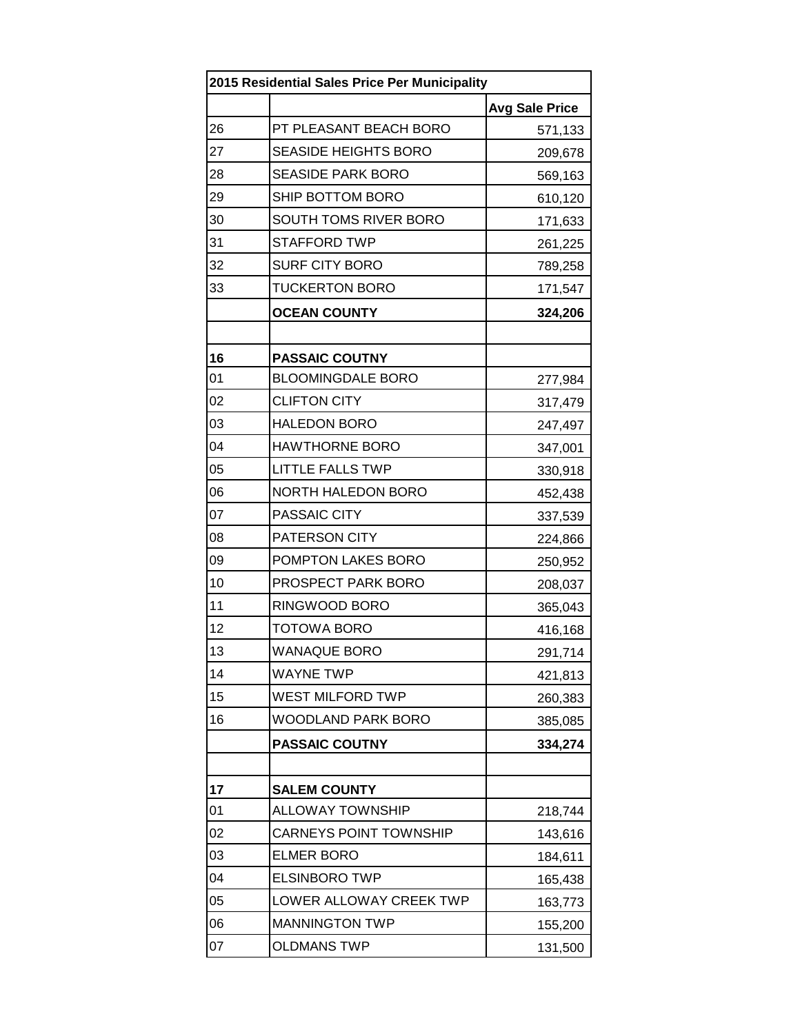| 2015 Residential Sales Price Per Municipality | | |
|---|---|---|
| | | **Avg Sale Price** |
| 26 | PT PLEASANT BEACH BORO | 571,133 |
| 27 | SEASIDE HEIGHTS BORO | 209,678 |
| 28 | SEASIDE PARK BORO | 569,163 |
| 29 | SHIP BOTTOM BORO | 610,120 |
| 30 | SOUTH TOMS RIVER BORO | 171,633 |
| 31 | STAFFORD TWP | 261,225 |
| 32 | SURF CITY BORO | 789,258 |
| 33 | TUCKERTON BORO | 171,547 |
| | **OCEAN COUNTY** | **324,206** |
| | | |
| **16** | **PASSAIC COUTNY** | |
| 01 | BLOOMINGDALE BORO | 277,984 |
| 02 | CLIFTON CITY | 317,479 |
| 03 | HALEDON BORO | 247,497 |
| 04 | HAWTHORNE BORO | 347,001 |
| 05 | LITTLE FALLS TWP | 330,918 |
| 06 | NORTH HALEDON BORO | 452,438 |
| 07 | PASSAIC CITY | 337,539 |
| 08 | PATERSON CITY | 224,866 |
| 09 | POMPTON LAKES BORO | 250,952 |
| 10 | PROSPECT PARK BORO | 208,037 |
| 11 | RINGWOOD BORO | 365,043 |
| 12 | TOTOWA BORO | 416,168 |
| 13 | WANAQUE BORO | 291,714 |
| 14 | WAYNE TWP | 421,813 |
| 15 | WEST MILFORD TWP | 260,383 |
| 16 | WOODLAND PARK BORO | 385,085 |
| | **PASSAIC COUTNY** | **334,274** |
| | | |
| **17** | **SALEM COUNTY** | |
| 01 | ALLOWAY TOWNSHIP | 218,744 |
| 02 | CARNEYS POINT TOWNSHIP | 143,616 |
| 03 | ELMER BORO | 184,611 |
| 04 | ELSINBORO TWP | 165,438 |
| 05 | LOWER ALLOWAY CREEK TWP | 163,773 |
| 06 | MANNINGTON TWP | 155,200 |
| 07 | OLDMANS TWP | 131,500 |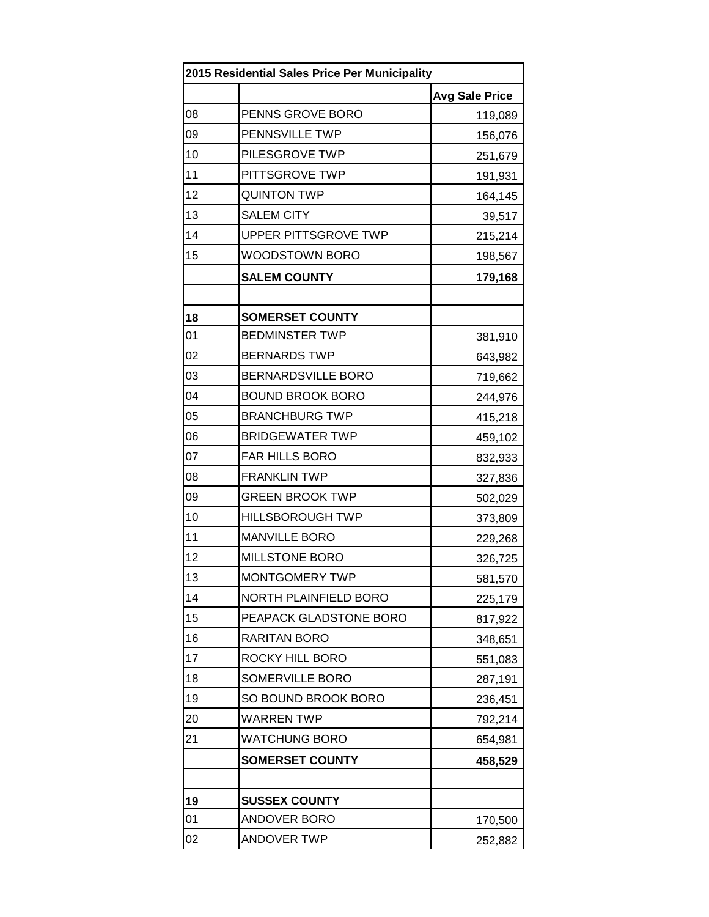| 2015 Residential Sales Price Per Municipality | | |
|---|---|---|
| | | **Avg Sale Price** |
| 08 | PENNS GROVE BORO | 119,089 |
| 09 | PENNSVILLE TWP | 156,076 |
| 10 | PILESGROVE TWP | 251,679 |
| 11 | PITTSGROVE TWP | 191,931 |
| 12 | QUINTON TWP | 164,145 |
| 13 | SALEM CITY | 39,517 |
| 14 | UPPER PITTSGROVE TWP | 215,214 |
| 15 | WOODSTOWN BORO | 198,567 |
| | **SALEM COUNTY** | **179,168** |
| | | |
| **18** | **SOMERSET COUNTY** | |
| 01 | BEDMINSTER TWP | 381,910 |
| 02 | BERNARDS TWP | 643,982 |
| 03 | BERNARDSVILLE BORO | 719,662 |
| 04 | BOUND BROOK BORO | 244,976 |
| 05 | BRANCHBURG TWP | 415,218 |
| 06 | BRIDGEWATER TWP | 459,102 |
| 07 | FAR HILLS BORO | 832,933 |
| 08 | FRANKLIN TWP | 327,836 |
| 09 | GREEN BROOK TWP | 502,029 |
| 10 | HILLSBOROUGH TWP | 373,809 |
| 11 | MANVILLE BORO | 229,268 |
| 12 | MILLSTONE BORO | 326,725 |
| 13 | MONTGOMERY TWP | 581,570 |
| 14 | NORTH PLAINFIELD BORO | 225,179 |
| 15 | PEAPACK GLADSTONE BORO | 817,922 |
| 16 | RARITAN BORO | 348,651 |
| 17 | ROCKY HILL BORO | 551,083 |
| 18 | SOMERVILLE BORO | 287,191 |
| 19 | SO BOUND BROOK BORO | 236,451 |
| 20 | WARREN TWP | 792,214 |
| 21 | WATCHUNG BORO | 654,981 |
| | **SOMERSET COUNTY** | **458,529** |
| | | |
| **19** | **SUSSEX COUNTY** | |
| 01 | ANDOVER BORO | 170,500 |
| 02 | ANDOVER TWP | 252,882 |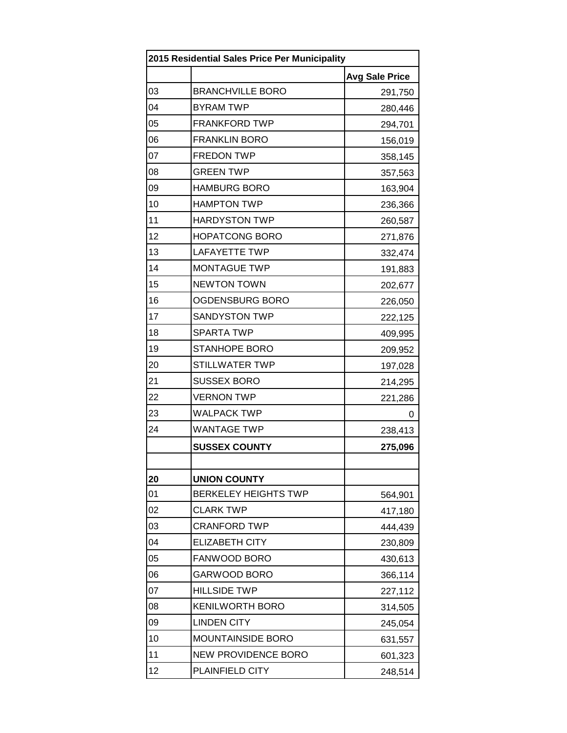| 2015 Residential Sales Price Per Municipality | | |
|---|---|---|
| | | **Avg Sale Price** |
| 03 | BRANCHVILLE BORO | 291,750 |
| 04 | BYRAM TWP | 280,446 |
| 05 | FRANKFORD TWP | 294,701 |
| 06 | FRANKLIN BORO | 156,019 |
| 07 | FREDON TWP | 358,145 |
| 08 | GREEN TWP | 357,563 |
| 09 | HAMBURG BORO | 163,904 |
| 10 | HAMPTON TWP | 236,366 |
| 11 | HARDYSTON TWP | 260,587 |
| 12 | HOPATCONG BORO | 271,876 |
| 13 | LAFAYETTE TWP | 332,474 |
| 14 | MONTAGUE TWP | 191,883 |
| 15 | NEWTON TOWN | 202,677 |
| 16 | OGDENSBURG BORO | 226,050 |
| 17 | SANDYSTON TWP | 222,125 |
| 18 | SPARTA TWP | 409,995 |
| 19 | STANHOPE BORO | 209,952 |
| 20 | STILLWATER TWP | 197,028 |
| 21 | SUSSEX BORO | 214,295 |
| 22 | VERNON TWP | 221,286 |
| 23 | WALPACK TWP | 0 |
| 24 | WANTAGE TWP | 238,413 |
| | **SUSSEX COUNTY** | **275,096** |
| | | |
| **20** | **UNION COUNTY** | |
| 01 | BERKELEY HEIGHTS TWP | 564,901 |
| 02 | CLARK TWP | 417,180 |
| 03 | CRANFORD TWP | 444,439 |
| 04 | ELIZABETH CITY | 230,809 |
| 05 | FANWOOD BORO | 430,613 |
| 06 | GARWOOD BORO | 366,114 |
| 07 | HILLSIDE TWP | 227,112 |
| 08 | KENILWORTH BORO | 314,505 |
| 09 | LINDEN CITY | 245,054 |
| 10 | MOUNTAINSIDE BORO | 631,557 |
| 11 | NEW PROVIDENCE BORO | 601,323 |
| 12 | PLAINFIELD CITY | 248,514 |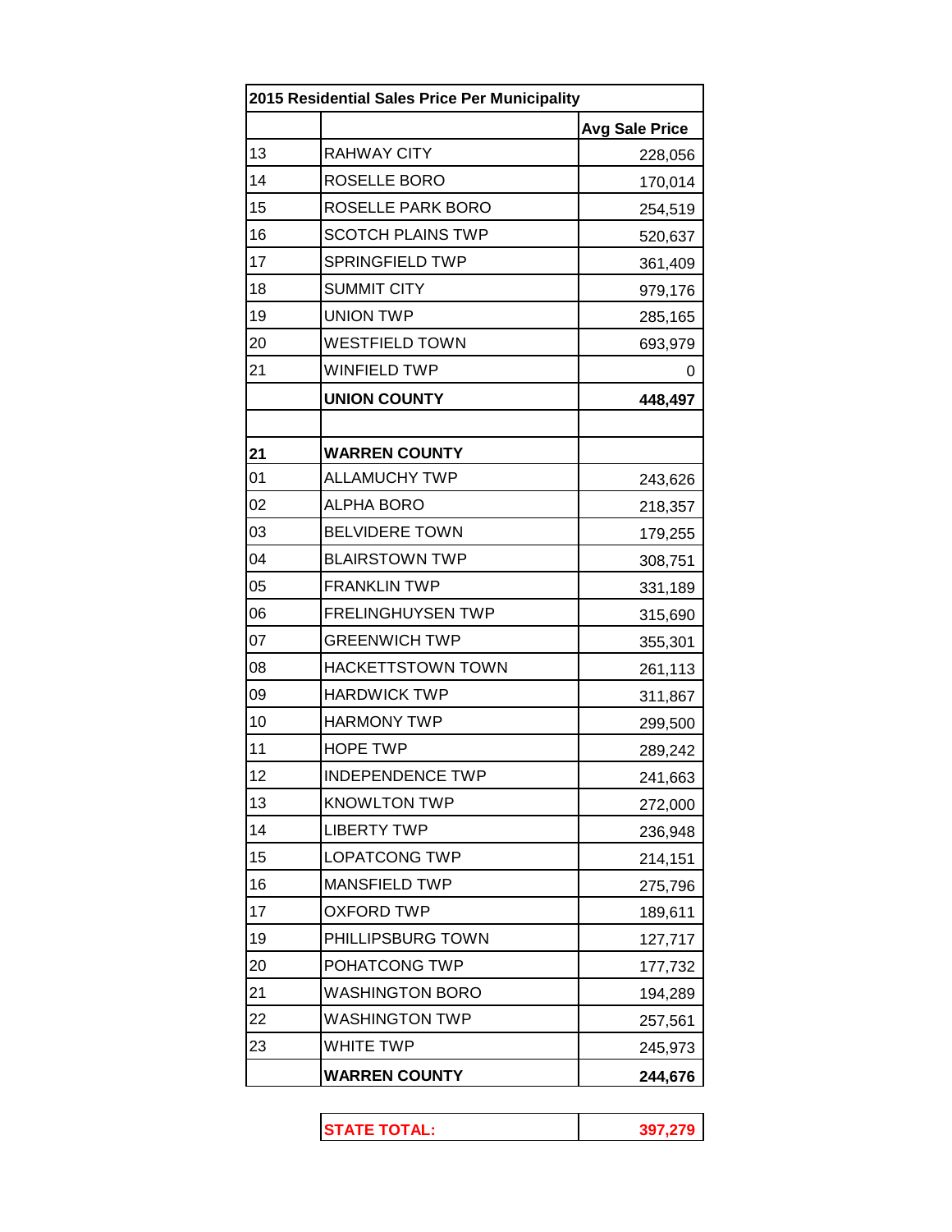| 2015 Residential Sales Price Per Municipality | | |
|---|---|---|
| | | **Avg Sale Price** |
| 13 | RAHWAY CITY | 228,056 |
| 14 | ROSELLE BORO | 170,014 |
| 15 | ROSELLE PARK BORO | 254,519 |
| 16 | SCOTCH PLAINS TWP | 520,637 |
| 17 | SPRINGFIELD TWP | 361,409 |
| 18 | SUMMIT CITY | 979,176 |
| 19 | UNION TWP | 285,165 |
| 20 | WESTFIELD TOWN | 693,979 |
| 21 | WINFIELD TWP | 0 |
| | **UNION COUNTY** | **448,497** |
| | | |
| **21** | **WARREN COUNTY** | |
| 01 | ALLAMUCHY TWP | 243,626 |
| 02 | ALPHA BORO | 218,357 |
| 03 | BELVIDERE TOWN | 179,255 |
| 04 | BLAIRSTOWN TWP | 308,751 |
| 05 | FRANKLIN TWP | 331,189 |
| 06 | FRELINGHUYSEN TWP | 315,690 |
| 07 | GREENWICH TWP | 355,301 |
| 08 | HACKETTSTOWN TOWN | 261,113 |
| 09 | HARDWICK TWP | 311,867 |
| 10 | HARMONY TWP | 299,500 |
| 11 | HOPE TWP | 289,242 |
| 12 | INDEPENDENCE TWP | 241,663 |
| 13 | KNOWLTON TWP | 272,000 |
| 14 | LIBERTY TWP | 236,948 |
| 15 | LOPATCONG TWP | 214,151 |
| 16 | MANSFIELD TWP | 275,796 |
| 17 | OXFORD TWP | 189,611 |
| 19 | PHILLIPSBURG TOWN | 127,717 |
| 20 | POHATCONG TWP | 177,732 |
| 21 | WASHINGTON BORO | 194,289 |
| 22 | WASHINGTON TWP | 257,561 |
| 23 | WHITE TWP | 245,973 |
| | **WARREN COUNTY** | **244,676** |

| | |
|---|---|
| **STATE TOTAL:** | **397,279** |